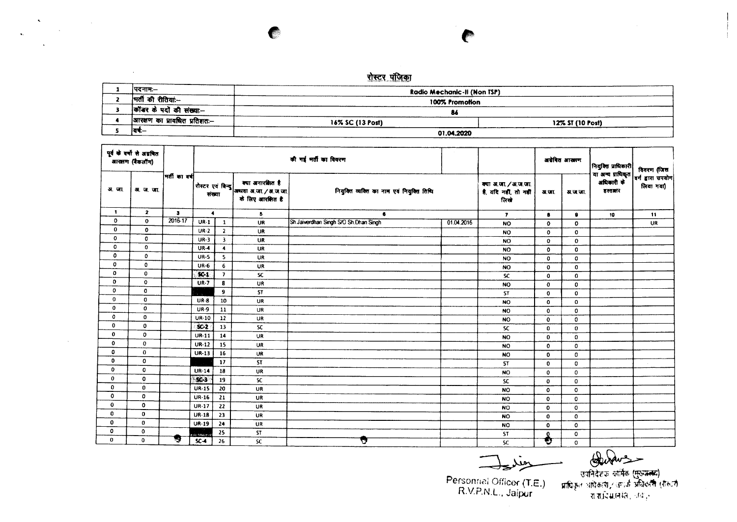## रोस्टर पंजिका

| | | | |
|---|---|---|---|
| 1 | पदनाम:– | Radio Mechanic-II (Non TSP) | |
| 2 | भर्ती की रीतियां:– | 100% Promotion | |
| 3 | कॉडर के पदों की संख्या:– | 84 | |
| 4 | आरक्षण का प्रावधित प्रतिशत:– | 16% SC (13 Post) | 12% ST (10 Post) |
| 5 | वर्ष:– | 01.04.2020 | |

| पूर्व के वर्षों से अग्रेषित आरक्षण (बैकलॉग) | | भर्ती का वर्ष | की गई भर्ती का विवरण | | | | | क्या अ.जा. / अ.ज.जा. है, यदि नहीं, तो नहीं लिखे | अग्रेषित आरक्षण | | नियुक्ति प्राधिकारी या अन्य प्राधिकृत अधिकारी के हस्ताक्षर | विवरण (जिस वर्ग द्वारा उपयोग लिया गया) |
|---|---|---|---|---|---|---|---|---|---|---|---|---|
| अ. जा. | अ. ज. जा. | | रोस्टर एवं बिन्दु संख्या | | क्या अनारक्षित है अथवा अ.जा. / अ.ज.जा. के लिए आरक्षित है | नियुक्त व्यक्ति का नाम एवं नियुक्ति तिथि | | | अ.जा. | अ.ज.जा. | | |
| 1 | 2 | 3 | 4 | | 5 | 6 | | 7 | 8 | 9 | 10 | 11 |
| 0 | 0 | 2016-17 | UR-1 | 1 | UR | Sh.Jaiverdhan Singh S/O Sh.Dhan Singh | 01.04.2016 | NO | 0 | 0 | | UR |
| 0 | 0 | | UR-2 | 2 | UR | | | NO | 0 | 0 | | |
| 0 | 0 | | UR-3 | 3 | UR | | | NO | 0 | 0 | | |
| 0 | 0 | | UR-4 | 4 | UR | | | NO | 0 | 0 | | |
| 0 | 0 | | UR-5 | 5 | UR | | | NO | 0 | 0 | | |
| 0 | 0 | | UR-6 | 6 | UR | | | NO | 0 | 0 | | |
| 0 | 0 | | SC-1 | 7 | SC | | | SC | 0 | 0 | | |
| 0 | 0 | | UR-7 | 8 | UR | | | NO | 0 | 0 | | |
| 0 | 0 | | | 9 | ST | | | ST | 0 | 0 | | |
| 0 | 0 | | UR-8 | 10 | UR | | | NO | 0 | 0 | | |
| 0 | 0 | | UR-9 | 11 | UR | | | NO | 0 | 0 | | |
| 0 | 0 | | UR-10 | 12 | UR | | | NO | 0 | 0 | | |
| 0 | 0 | | SC-2 | 13 | SC | | | SC | 0 | 0 | | |
| 0 | 0 | | UR-11 | 14 | UR | | | NO | 0 | 0 | | |
| 0 | 0 | | UR-12 | 15 | UR | | | NO | 0 | 0 | | |
| 0 | 0 | | UR-13 | 16 | UR | | | NO | 0 | 0 | | |
| 0 | 0 | | | 17 | ST | | | ST | 0 | 0 | | |
| 0 | 0 | | UR-14 | 18 | UR | | | NO | 0 | 0 | | |
| 0 | 0 | | SC-3 | 19 | SC | | | SC | 0 | 0 | | |
| 0 | 0 | | UR-15 | 20 | UR | | | NO | 0 | 0 | | |
| 0 | 0 | | UR-16 | 21 | UR | | | NO | 0 | 0 | | |
| 0 | 0 | | UR-17 | 22 | UR | | | NO | 0 | 0 | | |
| 0 | 0 | | UR-18 | 23 | UR | | | NO | 0 | 0 | | |
| 0 | 0 | | UR-19 | 24 | UR | | | NO | 0 | 0 | | |
| 0 | 0 | | | 25 | ST | | | ST | 0 | 0 | | |
| 0 | 0 | | SC-4 | 26 | SC | | | SC | 0 | 0 | | |

Personnel Officer (T.E.)
R.V.P.N.L., Jaipur

उपनिदेशक कार्मिक (मुख्यालय)
प्राधिकृत अधिकारी / संपर्क अधिकारी (रोस्टर)
रा.रा.वि.प्र.नि.लि., जयपुर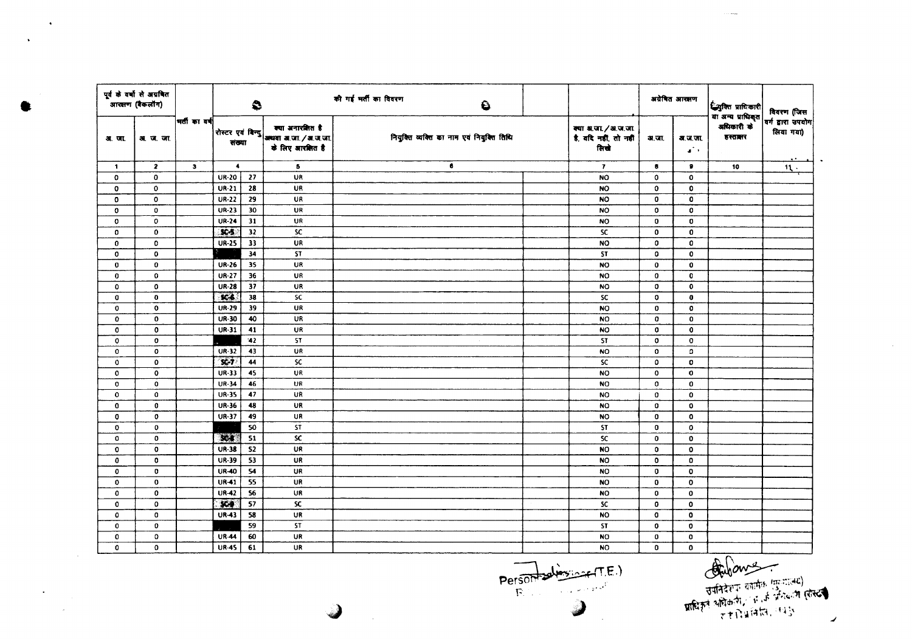| पूर्व के वर्षो से अग्रेषित आरक्षण (बैकलॉग) | | भर्ती का वर्ष | की गई भर्ती का विवरण | | | | | अग्रेषित आरक्षण | | नियुक्ति प्राधिकारी या अन्य प्राधिकृत अधिकारी के हस्ताक्षर | विवरण (जिस वर्ग द्वारा उपयोग लिया गया) |
|---|---|---|---|---|---|---|---|---|---|---|---|
| अ. जा. | अ. ज. जा. | | रोस्टर एवं बिन्दु संख्या | | क्या अनारक्षित है अथवा अ.जा. / अ.ज.जा. के लिए आरक्षित है | नियुक्ति व्यक्ति का नाम एवं नियुक्ति तिथि | क्या अ.जा. / अ.ज.जा. है, यदि नहीं, तो नहीं लिखे | अ.जा. | अ.ज.जा. | | |
| 1 | 2 | 3 | 4 | | 5 | 6 | 7 | 8 | 9 | 10 | 11 |
| 0 | 0 | | UR-20 | 27 | UR | | NO | 0 | 0 | | |
| 0 | 0 | | UR-21 | 28 | UR | | NO | 0 | 0 | | |
| 0 | 0 | | UR-22 | 29 | UR | | NO | 0 | 0 | | |
| 0 | 0 | | UR-23 | 30 | UR | | NO | 0 | 0 | | |
| 0 | 0 | | UR-24 | 31 | UR | | NO | 0 | 0 | | |
| 0 | 0 | | SC-5 | 32 | SC | | SC | 0 | 0 | | |
| 0 | 0 | | UR-25 | 33 | UR | | NO | 0 | 0 | | |
| 0 | 0 | | | 34 | ST | | ST | 0 | 0 | | |
| 0 | 0 | | UR-26 | 35 | UR | | NO | 0 | 0 | | |
| 0 | 0 | | UR-27 | 36 | UR | | NO | 0 | 0 | | |
| 0 | 0 | | UR-28 | 37 | UR | | NO | 0 | 0 | | |
| 0 | 0 | | SC-6 | 38 | SC | | SC | 0 | 0 | | |
| 0 | 0 | | UR-29 | 39 | UR | | NO | 0 | 0 | | |
| 0 | 0 | | UR-30 | 40 | UR | | NO | 0 | 0 | | |
| 0 | 0 | | UR-31 | 41 | UR | | NO | 0 | 0 | | |
| 0 | 0 | | | 42 | ST | | ST | 0 | 0 | | |
| 0 | 0 | | UR-32 | 43 | UR | | NO | 0 | 0 | | |
| 0 | 0 | | SC-7 | 44 | SC | | SC | 0 | 0 | | |
| 0 | 0 | | UR-33 | 45 | UR | | NO | 0 | 0 | | |
| 0 | 0 | | UR-34 | 46 | UR | | NO | 0 | 0 | | |
| 0 | 0 | | UR-35 | 47 | UR | | NO | 0 | 0 | | |
| 0 | 0 | | UR-36 | 48 | UR | | NO | 0 | 0 | | |
| 0 | 0 | | UR-37 | 49 | UR | | NO | 0 | 0 | | |
| 0 | 0 | | | 50 | ST | | ST | 0 | 0 | | |
| 0 | 0 | | SC-8 | 51 | SC | | SC | 0 | 0 | | |
| 0 | 0 | | UR-38 | 52 | UR | | NO | 0 | 0 | | |
| 0 | 0 | | UR-39 | 53 | UR | | NO | 0 | 0 | | |
| 0 | 0 | | UR-40 | 54 | UR | | NO | 0 | 0 | | |
| 0 | 0 | | UR-41 | 55 | UR | | NO | 0 | 0 | | |
| 0 | 0 | | UR-42 | 56 | UR | | NO | 0 | 0 | | |
| 0 | 0 | | SC-9 | 57 | SC | | SC | 0 | 0 | | |
| 0 | 0 | | UR-43 | 58 | UR | | NO | 0 | 0 | | |
| 0 | 0 | | | 59 | ST | | ST | 0 | 0 | | |
| 0 | 0 | | UR-44 | 60 | UR | | NO | 0 | 0 | | |
| 0 | 0 | | UR-45 | 61 | UR | | NO | 0 | 0 | | |

Personnel Officer (T.E.)

उपनिदेशक कार्मिक (कारखाना)
प्राधिकृत अधिकारी, अ.जा./अ.ज.जा. (रोस्टर)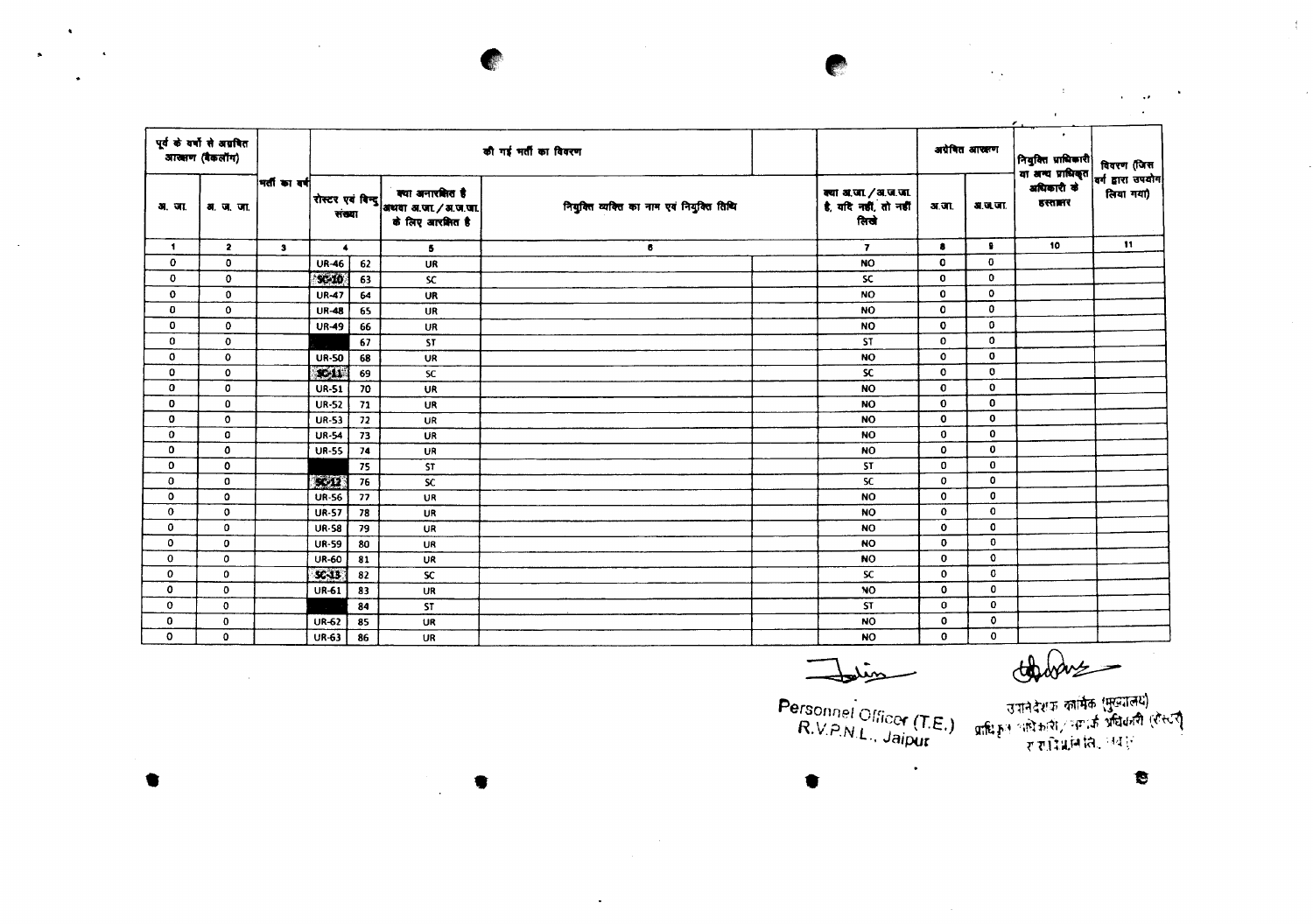| पूर्व के वर्षों से अग्रवित आरक्षण (बैकलॉग) | | भर्ती का वर्ष | की गई भर्ती का विवरण | | | | | | अग्रेषित आरक्षण | | नियुक्ति प्राधिकारी या अन्य प्राधिकृत अधिकारी के हस्ताक्षर | विवरण (जिस वर्ग द्वारा उपयोग लिया गया) |
|---|---|---|---|---|---|---|---|---|---|---|---|---|
| अ. जा. | अ. ज. जा. | | रोस्टर एवं बिन्दु संख्या | | क्या अनारक्षित है अथवा अ.जा. / अ.ज.जा. के लिए आरक्षित है | नियुक्ति व्यक्ति का नाम एवं नियुक्ति तिथि | | क्या अ.जा. / अ.ज.जा. है, यदि नहीं, तो नहीं लिखें | अ.जा. | अ.ज.जा. | | |
| 1 | 2 | 3 | 4 | | 5 | 6 | | 7 | 8 | 9 | 10 | 11 |
| 0 | 0 | | UR-46 | 62 | UR | | | NO | 0 | 0 | | |
| 0 | 0 | | SC-10 | 63 | SC | | | SC | 0 | 0 | | |
| 0 | 0 | | UR-47 | 64 | UR | | | NO | 0 | 0 | | |
| 0 | 0 | | UR-48 | 65 | UR | | | NO | 0 | 0 | | |
| 0 | 0 | | UR-49 | 66 | UR | | | NO | 0 | 0 | | |
| 0 | 0 | | | 67 | ST | | | ST | 0 | 0 | | |
| 0 | 0 | | UR-50 | 68 | UR | | | NO | 0 | 0 | | |
| 0 | 0 | | SC-11 | 69 | SC | | | SC | 0 | 0 | | |
| 0 | 0 | | UR-51 | 70 | UR | | | NO | 0 | 0 | | |
| 0 | 0 | | UR-52 | 71 | UR | | | NO | 0 | 0 | | |
| 0 | 0 | | UR-53 | 72 | UR | | | NO | 0 | 0 | | |
| 0 | 0 | | UR-54 | 73 | UR | | | NO | 0 | 0 | | |
| 0 | 0 | | UR-55 | 74 | UR | | | NO | 0 | 0 | | |
| 0 | 0 | | | 75 | ST | | | ST | 0 | 0 | | |
| 0 | 0 | | SC-12 | 76 | SC | | | SC | 0 | 0 | | |
| 0 | 0 | | UR-56 | 77 | UR | | | NO | 0 | 0 | | |
| 0 | 0 | | UR-57 | 78 | UR | | | NO | 0 | 0 | | |
| 0 | 0 | | UR-58 | 79 | UR | | | NO | 0 | 0 | | |
| 0 | 0 | | UR-59 | 80 | UR | | | NO | 0 | 0 | | |
| 0 | 0 | | UR-60 | 81 | UR | | | NO | 0 | 0 | | |
| 0 | 0 | | SC-13 | 82 | SC | | | SC | 0 | 0 | | |
| 0 | 0 | | UR-61 | 83 | UR | | | NO | 0 | 0 | | |
| 0 | 0 | | | 84 | ST | | | ST | 0 | 0 | | |
| 0 | 0 | | UR-62 | 85 | UR | | | NO | 0 | 0 | | |
| 0 | 0 | | UR-63 | 86 | UR | | | NO | 0 | 0 | | |

Personnel Officer (T.E.)
R.V.P.N.L., Jaipur

उपनिदेशक कार्मिक (मुख्यालय)
प्राधिकृत अधिकारी / कार्य अधिकारी (रोस्टर)
रा.रा.वि.प्र.नि.लि., जयपुर